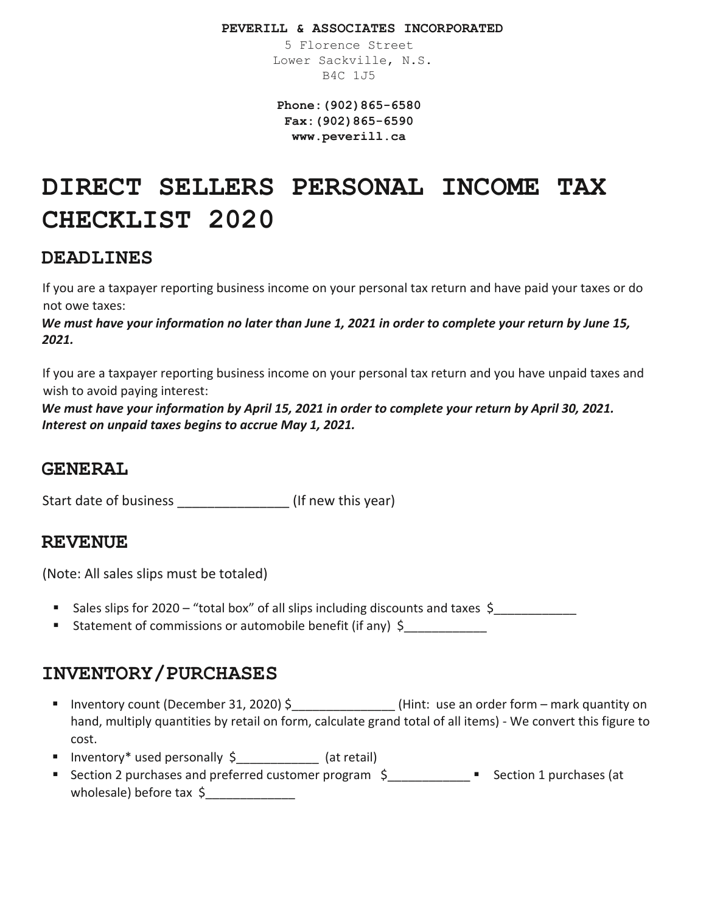**PEVERILL & ASSOCIATES INCORPORATED**

5 Florence Street
Lower Sackville, N.S.
B4C 1J5

**Phone:(902)865-6580**
**Fax:(902)865-6590**
**www.peverill.ca**

# DIRECT SELLERS PERSONAL INCOME TAX CHECKLIST 2020

## DEADLINES

If you are a taxpayer reporting business income on your personal tax return and have paid your taxes or do not owe taxes:

***We must have your information no later than June 1, 2021 in order to complete your return by June 15, 2021.***

If you are a taxpayer reporting business income on your personal tax return and you have unpaid taxes and wish to avoid paying interest:

***We must have your information by April 15, 2021 in order to complete your return by April 30, 2021. Interest on unpaid taxes begins to accrue May 1, 2021.***

## GENERAL

Start date of business _______________ (If new this year)

## REVENUE

(Note: All sales slips must be totaled)

- Sales slips for 2020 – "total box" of all slips including discounts and taxes $____________
- Statement of commissions or automobile benefit (if any) $____________

## INVENTORY/PURCHASES

- Inventory count (December 31, 2020) $_______________ (Hint: use an order form – mark quantity on hand, multiply quantities by retail on form, calculate grand total of all items) - We convert this figure to cost.
- Inventory* used personally $____________ (at retail)
- Section 2 purchases and preferred customer program $____________
- Section 1 purchases (at wholesale) before tax $_____________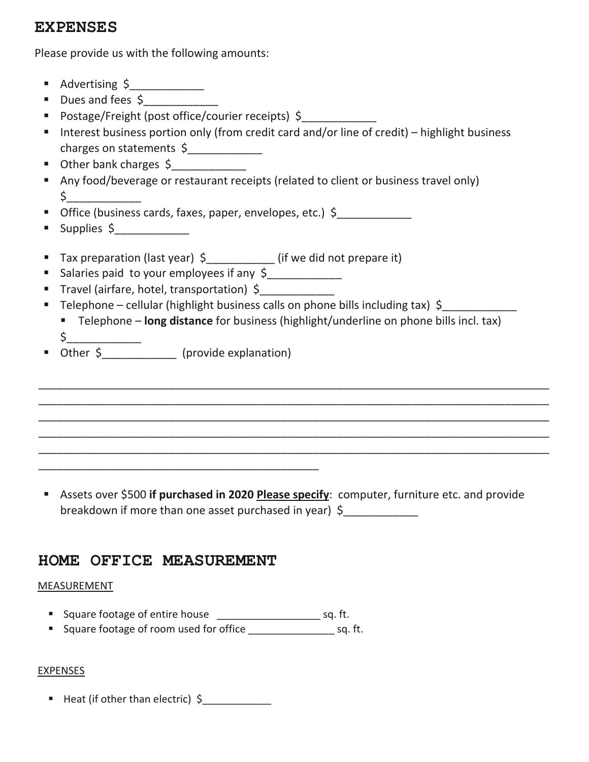## EXPENSES

Please provide us with the following amounts:

- Advertising $____________
- Dues and fees $____________
- Postage/Freight (post office/courier receipts) $____________
- Interest business portion only (from credit card and/or line of credit) – highlight business charges on statements $____________
- Other bank charges $____________
- Any food/beverage or restaurant receipts (related to client or business travel only) $____________
- Office (business cards, faxes, paper, envelopes, etc.) $____________
- Supplies $____________

- Tax preparation (last year) $___________ (if we did not prepare it)
- Salaries paid to your employees if any $____________
- Travel (airfare, hotel, transportation) $____________
- Telephone – cellular (highlight business calls on phone bills including tax) $____________
  - Telephone – **long distance** for business (highlight/underline on phone bills incl. tax) $____________
- Other $____________ (provide explanation)

______________________________________________________________________________________
______________________________________________________________________________________
______________________________________________________________________________________
______________________________________________________________________________________
______________________________________________________________________________________
_______________________________________________

- Assets over $500 **if purchased in 2020 <u>Please specify</u>**: computer, furniture etc. and provide breakdown if more than one asset purchased in year) $____________

## HOME OFFICE MEASUREMENT

<u>MEASUREMENT</u>

- Square footage of entire house __________________ sq. ft.
- Square footage of room used for office _______________ sq. ft.

<u>EXPENSES</u>

- Heat (if other than electric) $____________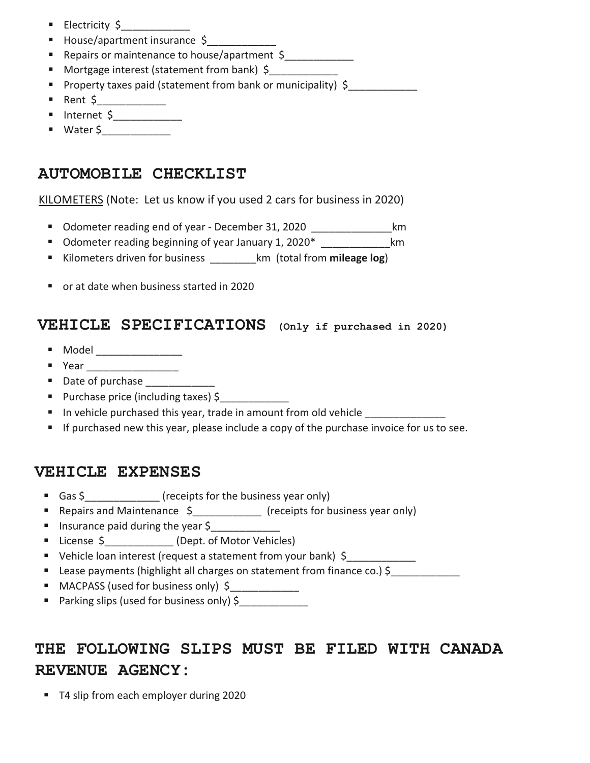- Electricity $____________
- House/apartment insurance $____________
- Repairs or maintenance to house/apartment $____________
- Mortgage interest (statement from bank) $____________
- Property taxes paid (statement from bank or municipality) $____________
- Rent $____________
- Internet $____________
- Water $____________

## AUTOMOBILE CHECKLIST

KILOMETERS (Note: Let us know if you used 2 cars for business in 2020)

- Odometer reading end of year - December 31, 2020 ______________km
- Odometer reading beginning of year January 1, 2020* ____________km
- Kilometers driven for business ________km (total from **mileage log**)

- or at date when business started in 2020

## VEHICLE SPECIFICATIONS (Only if purchased in 2020)

- Model _______________
- Year ________________
- Date of purchase ____________
- Purchase price (including taxes) $____________
- In vehicle purchased this year, trade in amount from old vehicle ______________
- If purchased new this year, please include a copy of the purchase invoice for us to see.

## VEHICLE EXPENSES

- Gas $_____________ (receipts for the business year only)
- Repairs and Maintenance $____________ (receipts for business year only)
- Insurance paid during the year $____________
- License $____________ (Dept. of Motor Vehicles)
- Vehicle loan interest (request a statement from your bank) $____________
- Lease payments (highlight all charges on statement from finance co.) $____________
- MACPASS (used for business only) $____________
- Parking slips (used for business only) $____________

## THE FOLLOWING SLIPS MUST BE FILED WITH CANADA REVENUE AGENCY:

- T4 slip from each employer during 2020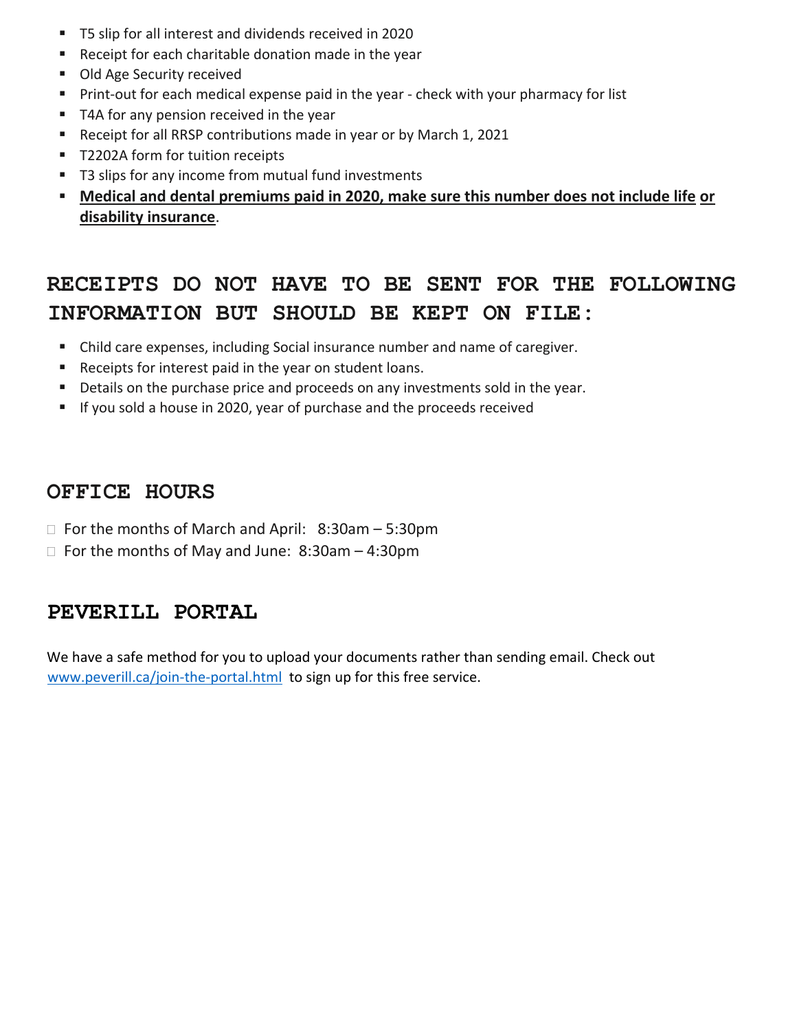- T5 slip for all interest and dividends received in 2020
- Receipt for each charitable donation made in the year
- Old Age Security received
- Print-out for each medical expense paid in the year - check with your pharmacy for list
- T4A for any pension received in the year
- Receipt for all RRSP contributions made in year or by March 1, 2021
- T2202A form for tuition receipts
- T3 slips for any income from mutual fund investments
- **Medical and dental premiums paid in 2020, make sure this number does not include life or disability insurance**.

## RECEIPTS DO NOT HAVE TO BE SENT FOR THE FOLLOWING INFORMATION BUT SHOULD BE KEPT ON FILE:

- Child care expenses, including Social insurance number and name of caregiver.
- Receipts for interest paid in the year on student loans.
- Details on the purchase price and proceeds on any investments sold in the year.
- If you sold a house in 2020, year of purchase and the proceeds received

## OFFICE HOURS

- For the months of March and April: 8:30am – 5:30pm
- For the months of May and June: 8:30am – 4:30pm

## PEVERILL PORTAL

We have a safe method for you to upload your documents rather than sending email. Check out www.peverill.ca/join-the-portal.html to sign up for this free service.